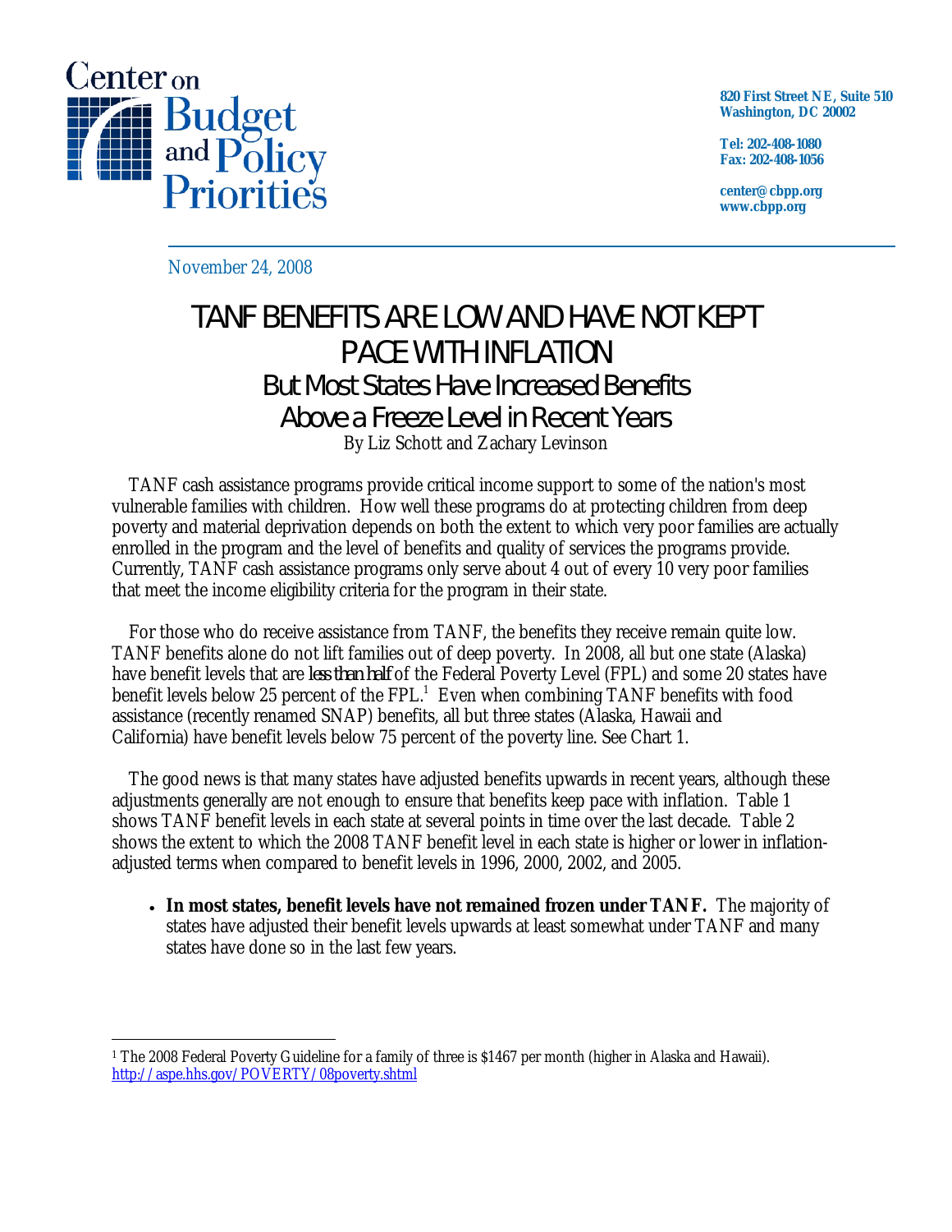Center on Budget and Policy Priorities

820 First Street NE, Suite 510
Washington, DC 20002

Tel: 202-408-1080
Fax: 202-408-1056

center@cbpp.org
www.cbpp.org

November 24, 2008

# TANF BENEFITS ARE LOW AND HAVE NOT KEPT PACE WITH INFLATION

## But Most States Have Increased Benefits Above a Freeze Level in Recent Years

By Liz Schott and Zachary Levinson

TANF cash assistance programs provide critical income support to some of the nation's most vulnerable families with children. How well these programs do at protecting children from deep poverty and material deprivation depends on both the extent to which very poor families are actually enrolled in the program and the level of benefits and quality of services the programs provide. Currently, TANF cash assistance programs only serve about 4 out of every 10 very poor families that meet the income eligibility criteria for the program in their state.

For those who do receive assistance from TANF, the benefits they receive remain quite low. TANF benefits alone do not lift families out of deep poverty. In 2008, all but one state (Alaska) have benefit levels that are *less than half* of the Federal Poverty Level (FPL) and some 20 states have benefit levels below 25 percent of the FPL.[1] Even when combining TANF benefits with food assistance (recently renamed SNAP) benefits, all but three states (Alaska, Hawaii and California) have benefit levels below 75 percent of the poverty line. See Chart 1.

The good news is that many states have adjusted benefits upwards in recent years, although these adjustments generally are not enough to ensure that benefits keep pace with inflation. Table 1 shows TANF benefit levels in each state at several points in time over the last decade. Table 2 shows the extent to which the 2008 TANF benefit level in each state is higher or lower in inflation-adjusted terms when compared to benefit levels in 1996, 2000, 2002, and 2005.

- **In most states, benefit levels have not remained frozen under TANF.** The majority of states have adjusted their benefit levels upwards at least somewhat under TANF and many states have done so in the last few years.

[1] The 2008 Federal Poverty Guideline for a family of three is $1467 per month (higher in Alaska and Hawaii). http://aspe.hhs.gov/POVERTY/08poverty.shtml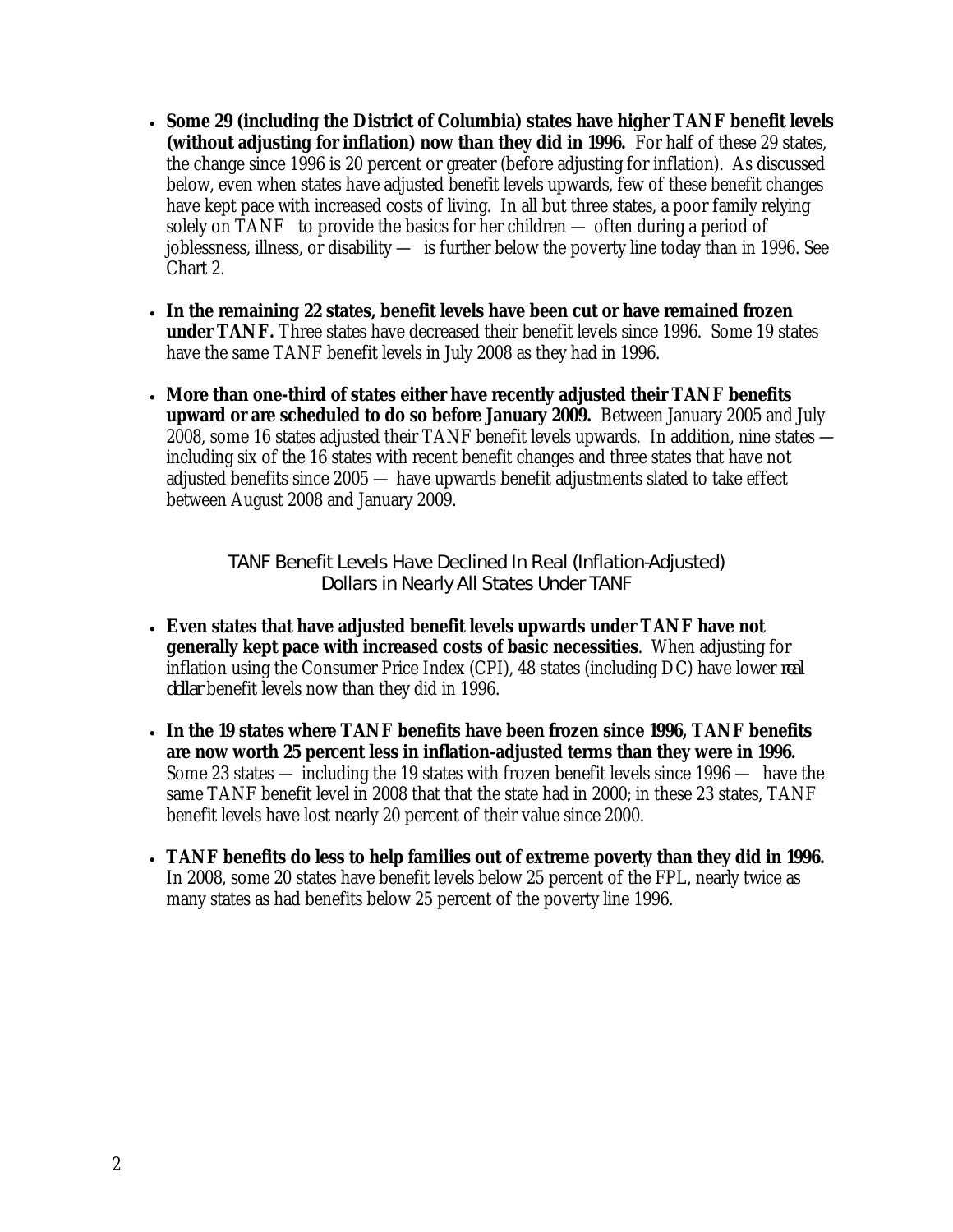- **Some 29 (including the District of Columbia) states have higher TANF benefit levels (without adjusting for inflation) now than they did in 1996.** For half of these 29 states, the change since 1996 is 20 percent or greater (before adjusting for inflation). As discussed below, even when states have adjusted benefit levels upwards, few of these benefit changes have kept pace with increased costs of living. In all but three states, a poor family relying solely on TANF to provide the basics for her children — often during a period of joblessness, illness, or disability — is further below the poverty line today than in 1996. See Chart 2.

- **In the remaining 22 states, benefit levels have been cut or have remained frozen under TANF.** Three states have decreased their benefit levels since 1996. Some 19 states have the same TANF benefit levels in July 2008 as they had in 1996.

- **More than one-third of states either have recently adjusted their TANF benefits upward or are scheduled to do so before January 2009.** Between January 2005 and July 2008, some 16 states adjusted their TANF benefit levels upwards. In addition, nine states — including six of the 16 states with recent benefit changes and three states that have not adjusted benefits since 2005 — have upwards benefit adjustments slated to take effect between August 2008 and January 2009.

## TANF Benefit Levels Have Declined In Real (Inflation-Adjusted) Dollars in Nearly All States Under TANF

- **Even states that have adjusted benefit levels upwards under TANF have not generally kept pace with increased costs of basic necessities**. When adjusting for inflation using the Consumer Price Index (CPI), 48 states (including DC) have lower *real dollar* benefit levels now than they did in 1996.

- **In the 19 states where TANF benefits have been frozen since 1996, TANF benefits are now worth 25 percent less in inflation-adjusted terms than they were in 1996.** Some 23 states — including the 19 states with frozen benefit levels since 1996 — have the same TANF benefit level in 2008 that that the state had in 2000; in these 23 states, TANF benefit levels have lost nearly 20 percent of their value since 2000.

- **TANF benefits do less to help families out of extreme poverty than they did in 1996.** In 2008, some 20 states have benefit levels below 25 percent of the FPL, nearly twice as many states as had benefits below 25 percent of the poverty line 1996.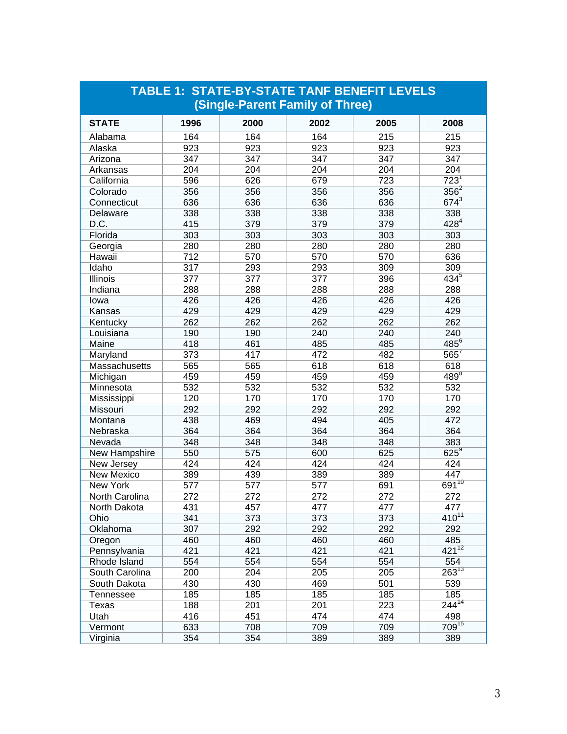## TABLE 1: STATE-BY-STATE TANF BENEFIT LEVELS (Single-Parent Family of Three)

| STATE | 1996 | 2000 | 2002 | 2005 | 2008 |
|---|---|---|---|---|---|
| Alabama | 164 | 164 | 164 | 215 | 215 |
| Alaska | 923 | 923 | 923 | 923 | 923 |
| Arizona | 347 | 347 | 347 | 347 | 347 |
| Arkansas | 204 | 204 | 204 | 204 | 204 |
| California | 596 | 626 | 679 | 723 | 723[1] |
| Colorado | 356 | 356 | 356 | 356 | 356[2] |
| Connecticut | 636 | 636 | 636 | 636 | 674[3] |
| Delaware | 338 | 338 | 338 | 338 | 338 |
| D.C. | 415 | 379 | 379 | 379 | 428[4] |
| Florida | 303 | 303 | 303 | 303 | 303 |
| Georgia | 280 | 280 | 280 | 280 | 280 |
| Hawaii | 712 | 570 | 570 | 570 | 636 |
| Idaho | 317 | 293 | 293 | 309 | 309 |
| Illinois | 377 | 377 | 377 | 396 | 434[5] |
| Indiana | 288 | 288 | 288 | 288 | 288 |
| Iowa | 426 | 426 | 426 | 426 | 426 |
| Kansas | 429 | 429 | 429 | 429 | 429 |
| Kentucky | 262 | 262 | 262 | 262 | 262 |
| Louisiana | 190 | 190 | 240 | 240 | 240 |
| Maine | 418 | 461 | 485 | 485 | 485[6] |
| Maryland | 373 | 417 | 472 | 482 | 565[7] |
| Massachusetts | 565 | 565 | 618 | 618 | 618 |
| Michigan | 459 | 459 | 459 | 459 | 489[8] |
| Minnesota | 532 | 532 | 532 | 532 | 532 |
| Mississippi | 120 | 170 | 170 | 170 | 170 |
| Missouri | 292 | 292 | 292 | 292 | 292 |
| Montana | 438 | 469 | 494 | 405 | 472 |
| Nebraska | 364 | 364 | 364 | 364 | 364 |
| Nevada | 348 | 348 | 348 | 348 | 383 |
| New Hampshire | 550 | 575 | 600 | 625 | 625[9] |
| New Jersey | 424 | 424 | 424 | 424 | 424 |
| New Mexico | 389 | 439 | 389 | 389 | 447 |
| New York | 577 | 577 | 577 | 691 | 691[10] |
| North Carolina | 272 | 272 | 272 | 272 | 272 |
| North Dakota | 431 | 457 | 477 | 477 | 477 |
| Ohio | 341 | 373 | 373 | 373 | 410[11] |
| Oklahoma | 307 | 292 | 292 | 292 | 292 |
| Oregon | 460 | 460 | 460 | 460 | 485 |
| Pennsylvania | 421 | 421 | 421 | 421 | 421[12] |
| Rhode Island | 554 | 554 | 554 | 554 | 554 |
| South Carolina | 200 | 204 | 205 | 205 | 263[13] |
| South Dakota | 430 | 430 | 469 | 501 | 539 |
| Tennessee | 185 | 185 | 185 | 185 | 185 |
| Texas | 188 | 201 | 201 | 223 | 244[14] |
| Utah | 416 | 451 | 474 | 474 | 498 |
| Vermont | 633 | 708 | 709 | 709 | 709[15] |
| Virginia | 354 | 354 | 389 | 389 | 389 |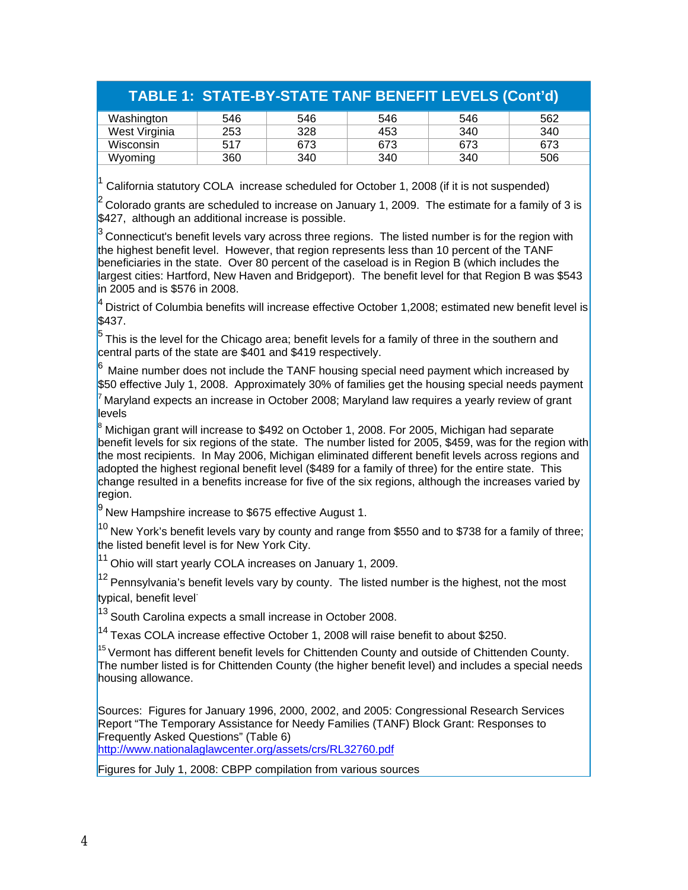## TABLE 1: STATE-BY-STATE TANF BENEFIT LEVELS (Cont'd)

| | | | | | |
|---|---|---|---|---|---|
| Washington | 546 | 546 | 546 | 546 | 562 |
| West Virginia | 253 | 328 | 453 | 340 | 340 |
| Wisconsin | 517 | 673 | 673 | 673 | 673 |
| Wyoming | 360 | 340 | 340 | 340 | 506 |

[1] California statutory COLA increase scheduled for October 1, 2008 (if it is not suspended)

[2] Colorado grants are scheduled to increase on January 1, 2009. The estimate for a family of 3 is $427, although an additional increase is possible.

[3] Connecticut's benefit levels vary across three regions. The listed number is for the region with the highest benefit level. However, that region represents less than 10 percent of the TANF beneficiaries in the state. Over 80 percent of the caseload is in Region B (which includes the largest cities: Hartford, New Haven and Bridgeport). The benefit level for that Region B was $543 in 2005 and is $576 in 2008.

[4] District of Columbia benefits will increase effective October 1,2008; estimated new benefit level is $437.

[5] This is the level for the Chicago area; benefit levels for a family of three in the southern and central parts of the state are $401 and $419 respectively.

[6] Maine number does not include the TANF housing special need payment which increased by $50 effective July 1, 2008. Approximately 30% of families get the housing special needs payment

[7] Maryland expects an increase in October 2008; Maryland law requires a yearly review of grant levels

[8] Michigan grant will increase to $492 on October 1, 2008. For 2005, Michigan had separate benefit levels for six regions of the state. The number listed for 2005, $459, was for the region with the most recipients. In May 2006, Michigan eliminated different benefit levels across regions and adopted the highest regional benefit level ($489 for a family of three) for the entire state. This change resulted in a benefits increase for five of the six regions, although the increases varied by region.

[9] New Hampshire increase to $675 effective August 1.

[10] New York's benefit levels vary by county and range from $550 and to $738 for a family of three; the listed benefit level is for New York City.

[11] Ohio will start yearly COLA increases on January 1, 2009.

[12] Pennsylvania's benefit levels vary by county. The listed number is the highest, not the most typical, benefit level.

[13] South Carolina expects a small increase in October 2008.

[14] Texas COLA increase effective October 1, 2008 will raise benefit to about $250.

[15] Vermont has different benefit levels for Chittenden County and outside of Chittenden County. The number listed is for Chittenden County (the higher benefit level) and includes a special needs housing allowance.

Sources: Figures for January 1996, 2000, 2002, and 2005: Congressional Research Services Report "The Temporary Assistance for Needy Families (TANF) Block Grant: Responses to Frequently Asked Questions" (Table 6)
http://www.nationalaglawcenter.org/assets/crs/RL32760.pdf

Figures for July 1, 2008: CBPP compilation from various sources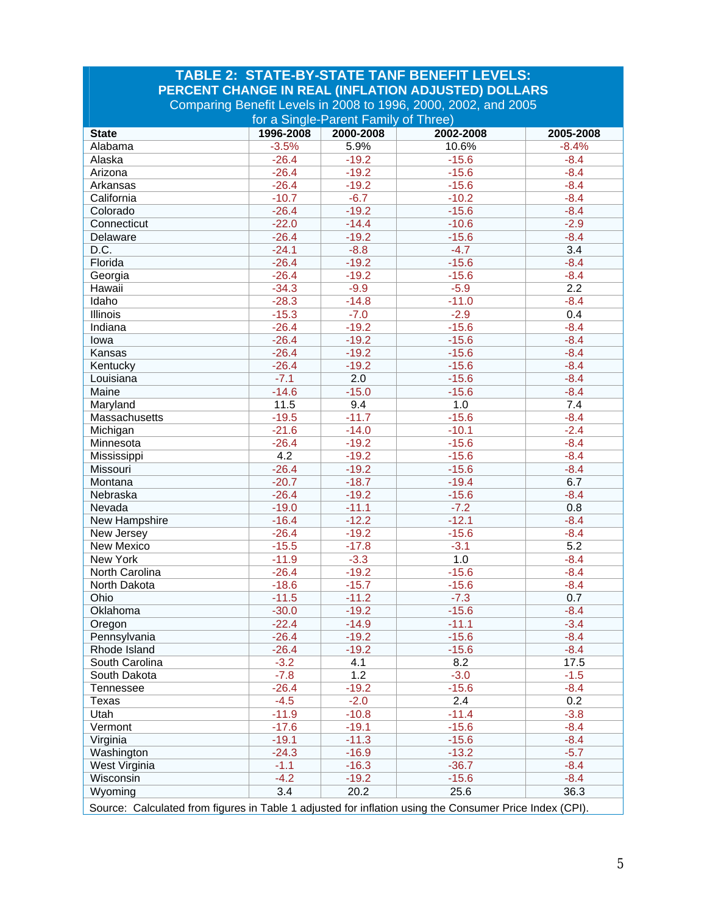## TABLE 2: STATE-BY-STATE TANF BENEFIT LEVELS: PERCENT CHANGE IN REAL (INFLATION ADJUSTED) DOLLARS

Comparing Benefit Levels in 2008 to 1996, 2000, 2002, and 2005 for a Single-Parent Family of Three)

| State | 1996-2008 | 2000-2008 | 2002-2008 | 2005-2008 |
|---|---|---|---|---|
| Alabama | -3.5% | 5.9% | 10.6% | -8.4% |
| Alaska | -26.4 | -19.2 | -15.6 | -8.4 |
| Arizona | -26.4 | -19.2 | -15.6 | -8.4 |
| Arkansas | -26.4 | -19.2 | -15.6 | -8.4 |
| California | -10.7 | -6.7 | -10.2 | -8.4 |
| Colorado | -26.4 | -19.2 | -15.6 | -8.4 |
| Connecticut | -22.0 | -14.4 | -10.6 | -2.9 |
| Delaware | -26.4 | -19.2 | -15.6 | -8.4 |
| D.C. | -24.1 | -8.8 | -4.7 | 3.4 |
| Florida | -26.4 | -19.2 | -15.6 | -8.4 |
| Georgia | -26.4 | -19.2 | -15.6 | -8.4 |
| Hawaii | -34.3 | -9.9 | -5.9 | 2.2 |
| Idaho | -28.3 | -14.8 | -11.0 | -8.4 |
| Illinois | -15.3 | -7.0 | -2.9 | 0.4 |
| Indiana | -26.4 | -19.2 | -15.6 | -8.4 |
| Iowa | -26.4 | -19.2 | -15.6 | -8.4 |
| Kansas | -26.4 | -19.2 | -15.6 | -8.4 |
| Kentucky | -26.4 | -19.2 | -15.6 | -8.4 |
| Louisiana | -7.1 | 2.0 | -15.6 | -8.4 |
| Maine | -14.6 | -15.0 | -15.6 | -8.4 |
| Maryland | 11.5 | 9.4 | 1.0 | 7.4 |
| Massachusetts | -19.5 | -11.7 | -15.6 | -8.4 |
| Michigan | -21.6 | -14.0 | -10.1 | -2.4 |
| Minnesota | -26.4 | -19.2 | -15.6 | -8.4 |
| Mississippi | 4.2 | -19.2 | -15.6 | -8.4 |
| Missouri | -26.4 | -19.2 | -15.6 | -8.4 |
| Montana | -20.7 | -18.7 | -19.4 | 6.7 |
| Nebraska | -26.4 | -19.2 | -15.6 | -8.4 |
| Nevada | -19.0 | -11.1 | -7.2 | 0.8 |
| New Hampshire | -16.4 | -12.2 | -12.1 | -8.4 |
| New Jersey | -26.4 | -19.2 | -15.6 | -8.4 |
| New Mexico | -15.5 | -17.8 | -3.1 | 5.2 |
| New York | -11.9 | -3.3 | 1.0 | -8.4 |
| North Carolina | -26.4 | -19.2 | -15.6 | -8.4 |
| North Dakota | -18.6 | -15.7 | -15.6 | -8.4 |
| Ohio | -11.5 | -11.2 | -7.3 | 0.7 |
| Oklahoma | -30.0 | -19.2 | -15.6 | -8.4 |
| Oregon | -22.4 | -14.9 | -11.1 | -3.4 |
| Pennsylvania | -26.4 | -19.2 | -15.6 | -8.4 |
| Rhode Island | -26.4 | -19.2 | -15.6 | -8.4 |
| South Carolina | -3.2 | 4.1 | 8.2 | 17.5 |
| South Dakota | -7.8 | 1.2 | -3.0 | -1.5 |
| Tennessee | -26.4 | -19.2 | -15.6 | -8.4 |
| Texas | -4.5 | -2.0 | 2.4 | 0.2 |
| Utah | -11.9 | -10.8 | -11.4 | -3.8 |
| Vermont | -17.6 | -19.1 | -15.6 | -8.4 |
| Virginia | -19.1 | -11.3 | -15.6 | -8.4 |
| Washington | -24.3 | -16.9 | -13.2 | -5.7 |
| West Virginia | -1.1 | -16.3 | -36.7 | -8.4 |
| Wisconsin | -4.2 | -19.2 | -15.6 | -8.4 |
| Wyoming | 3.4 | 20.2 | 25.6 | 36.3 |

Source: Calculated from figures in Table 1 adjusted for inflation using the Consumer Price Index (CPI).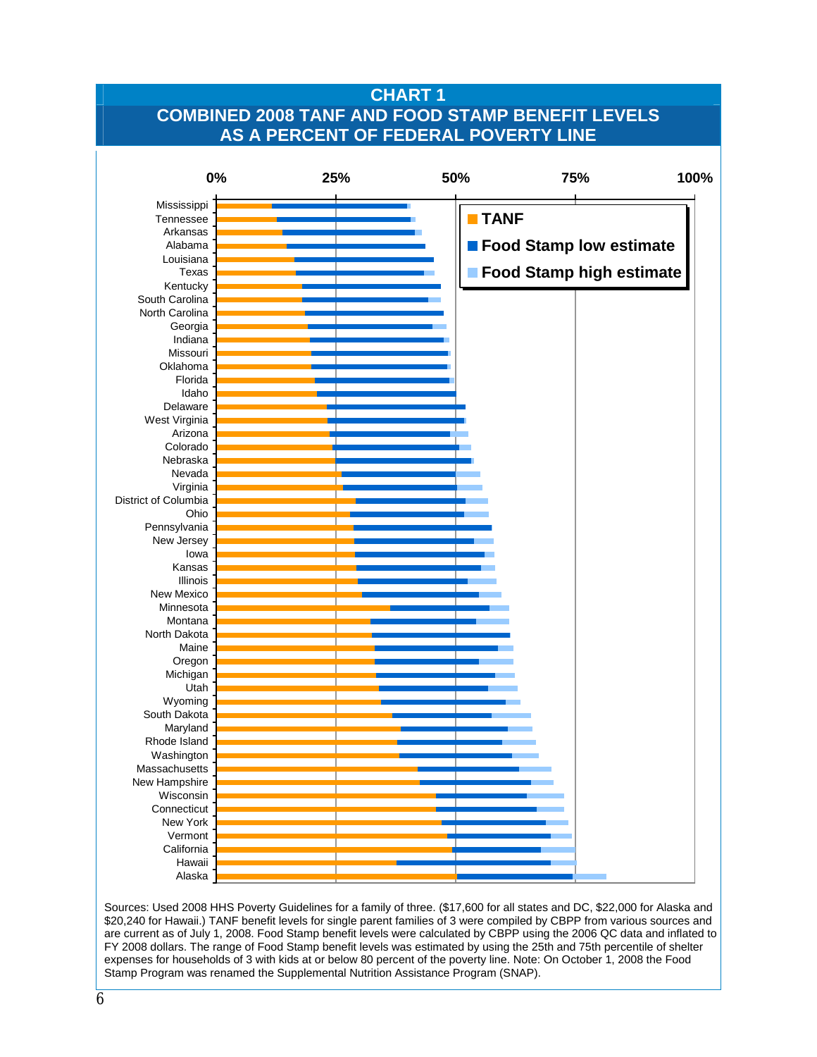## CHART 1

## COMBINED 2008 TANF AND FOOD STAMP BENEFIT LEVELS AS A PERCENT OF FEDERAL POVERTY LINE

0% 25% 50% 75% 100%

TANF

Food Stamp low estimate

Food Stamp high estimate

Mississippi
Tennessee
Arkansas
Alabama
Louisiana
Texas
Kentucky
South Carolina
North Carolina
Georgia
Indiana
Missouri
Oklahoma
Florida
Idaho
Delaware
West Virginia
Arizona
Colorado
Nebraska
Nevada
Virginia
District of Columbia
Ohio
Pennsylvania
New Jersey
Iowa
Kansas
Illinois
New Mexico
Minnesota
Montana
North Dakota
Maine
Oregon
Michigan
Utah
Wyoming
South Dakota
Maryland
Rhode Island
Washington
Massachusetts
New Hampshire
Wisconsin
Connecticut
New York
Vermont
California
Hawaii
Alaska

Sources: Used 2008 HHS Poverty Guidelines for a family of three. ($17,600 for all states and DC, $22,000 for Alaska and $20,240 for Hawaii.) TANF benefit levels for single parent families of 3 were compiled by CBPP from various sources and are current as of July 1, 2008. Food Stamp benefit levels were calculated by CBPP using the 2006 QC data and inflated to FY 2008 dollars. The range of Food Stamp benefit levels was estimated by using the 25th and 75th percentile of shelter expenses for households of 3 with kids at or below 80 percent of the poverty line. Note: On October 1, 2008 the Food Stamp Program was renamed the Supplemental Nutrition Assistance Program (SNAP).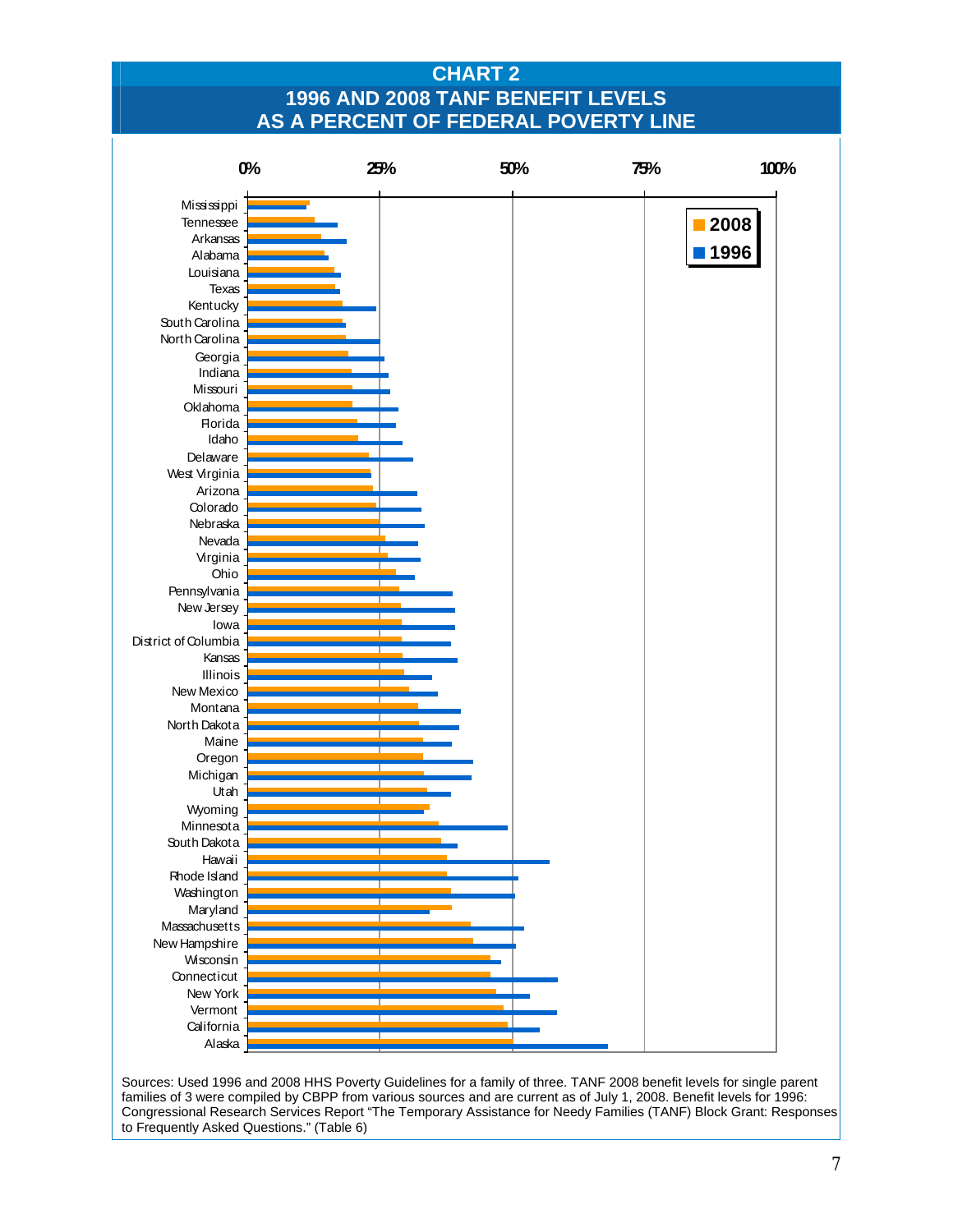## CHART 2

## 1996 AND 2008 TANF BENEFIT LEVELS AS A PERCENT OF FEDERAL POVERTY LINE

0%
25%
50%
75%
100%

2008
1996

Mississippi
Tennessee
Arkansas
Alabama
Louisiana
Texas
Kentucky
South Carolina
North Carolina
Georgia
Indiana
Missouri
Oklahoma
Florida
Idaho
Delaware
West Virginia
Arizona
Colorado
Nebraska
Nevada
Virginia
Ohio
Pennsylvania
New Jersey
Iowa
District of Columbia
Kansas
Illinois
New Mexico
Montana
North Dakota
Maine
Oregon
Michigan
Utah
Wyoming
Minnesota
South Dakota
Hawaii
Rhode Island
Washington
Maryland
Massachusetts
New Hampshire
Wisconsin
Connecticut
New York
Vermont
California
Alaska

Sources: Used 1996 and 2008 HHS Poverty Guidelines for a family of three. TANF 2008 benefit levels for single parent families of 3 were compiled by CBPP from various sources and are current as of July 1, 2008. Benefit levels for 1996: Congressional Research Services Report "The Temporary Assistance for Needy Families (TANF) Block Grant: Responses to Frequently Asked Questions." (Table 6)